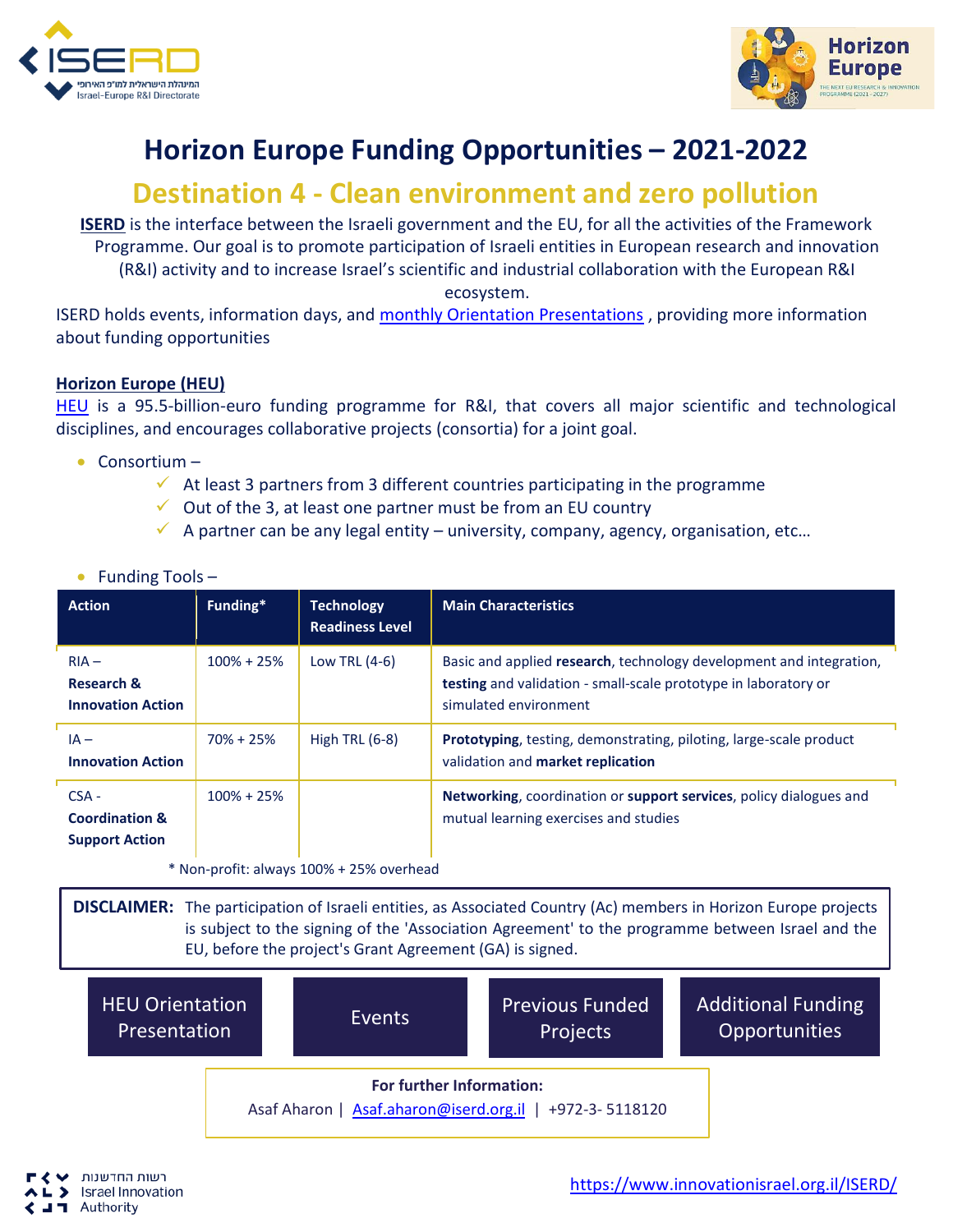# Horizon Europe Funding Opportunities – 2021-2022

## Destination 4 - Clean environment and zero pollution

**ISERD** is the interface between the Israeli government and the EU, for all the activities of the Framework Programme. Our goal is to promote participation of Israeli entities in European research and innovation (R&I) activity and to increase Israel's scientific and industrial collaboration with the European R&I ecosystem.

ISERD holds events, information days, and monthly Orientation Presentations , providing more information about funding opportunities

### Horizon Europe (HEU)

HEU is a 95.5-billion-euro funding programme for R&I, that covers all major scientific and technological disciplines, and encourages collaborative projects (consortia) for a joint goal.

- Consortium –
  - ✓ At least 3 partners from 3 different countries participating in the programme
  - ✓ Out of the 3, at least one partner must be from an EU country
  - ✓ A partner can be any legal entity – university, company, agency, organisation, etc…

- Funding Tools –

| Action | Funding* | Technology Readiness Level | Main Characteristics |
|---|---|---|---|
| RIA – **Research & Innovation Action** | 100% + 25% | Low TRL (4-6) | Basic and applied **research**, technology development and integration, **testing** and validation - small-scale prototype in laboratory or simulated environment |
| IA – **Innovation Action** | 70% + 25% | High TRL (6-8) | **Prototyping**, testing, demonstrating, piloting, large-scale product validation and **market replication** |
| CSA - **Coordination & Support Action** | 100% + 25% | | **Networking**, coordination or **support services**, policy dialogues and mutual learning exercises and studies |

\* Non-profit: always 100% + 25% overhead

**DISCLAIMER:** The participation of Israeli entities, as Associated Country (Ac) members in Horizon Europe projects is subject to the signing of the 'Association Agreement' to the programme between Israel and the EU, before the project's Grant Agreement (GA) is signed.

HEU Orientation Presentation | Events | Previous Funded Projects | Additional Funding Opportunities

**For further Information:**
Asaf Aharon | Asaf.aharon@iserd.org.il | +972-3- 5118120

https://www.innovationisrael.org.il/ISERD/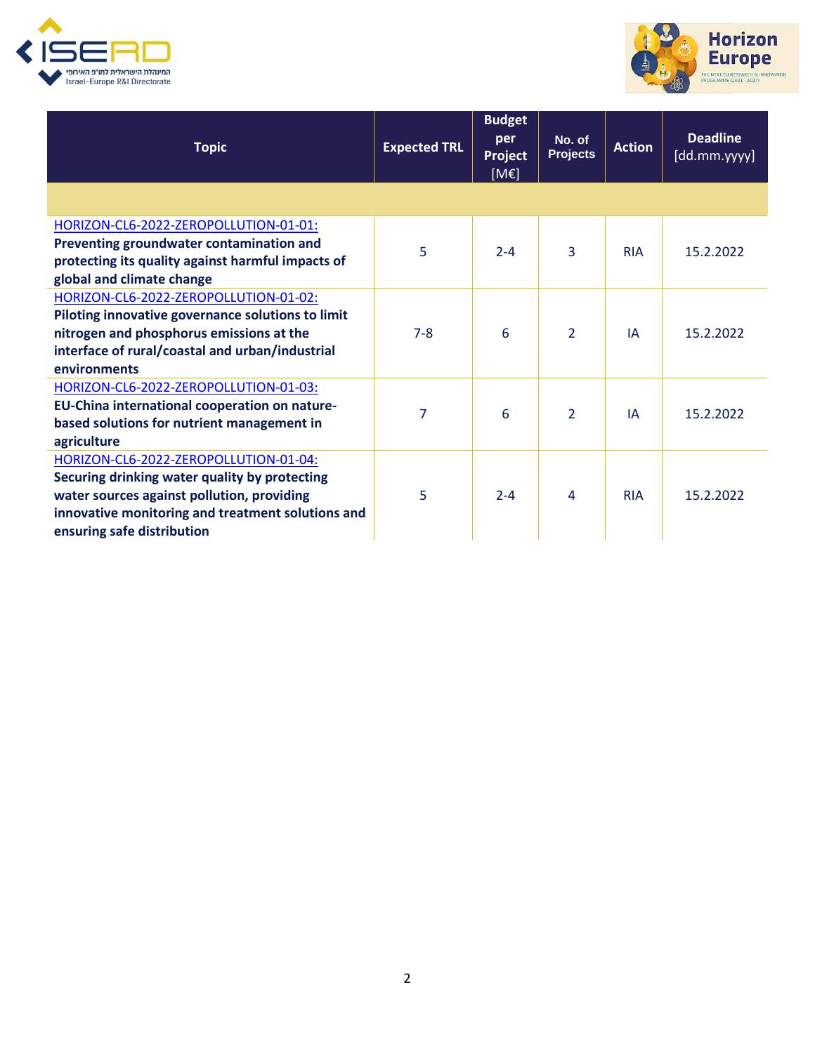| Topic | Expected TRL | Budget per Project [M€] | No. of Projects | Action | Deadline [dd.mm.yyyy] |
|---|---|---|---|---|---|
| | | | | | |
| HORIZON-CL6-2022-ZEROPOLLUTION-01-01: **Preventing groundwater contamination and protecting its quality against harmful impacts of global and climate change** | 5 | 2-4 | 3 | RIA | 15.2.2022 |
| HORIZON-CL6-2022-ZEROPOLLUTION-01-02: **Piloting innovative governance solutions to limit nitrogen and phosphorus emissions at the interface of rural/coastal and urban/industrial environments** | 7-8 | 6 | 2 | IA | 15.2.2022 |
| HORIZON-CL6-2022-ZEROPOLLUTION-01-03: **EU-China international cooperation on nature-based solutions for nutrient management in agriculture** | 7 | 6 | 2 | IA | 15.2.2022 |
| HORIZON-CL6-2022-ZEROPOLLUTION-01-04: **Securing drinking water quality by protecting water sources against pollution, providing innovative monitoring and treatment solutions and ensuring safe distribution** | 5 | 2-4 | 4 | RIA | 15.2.2022 |